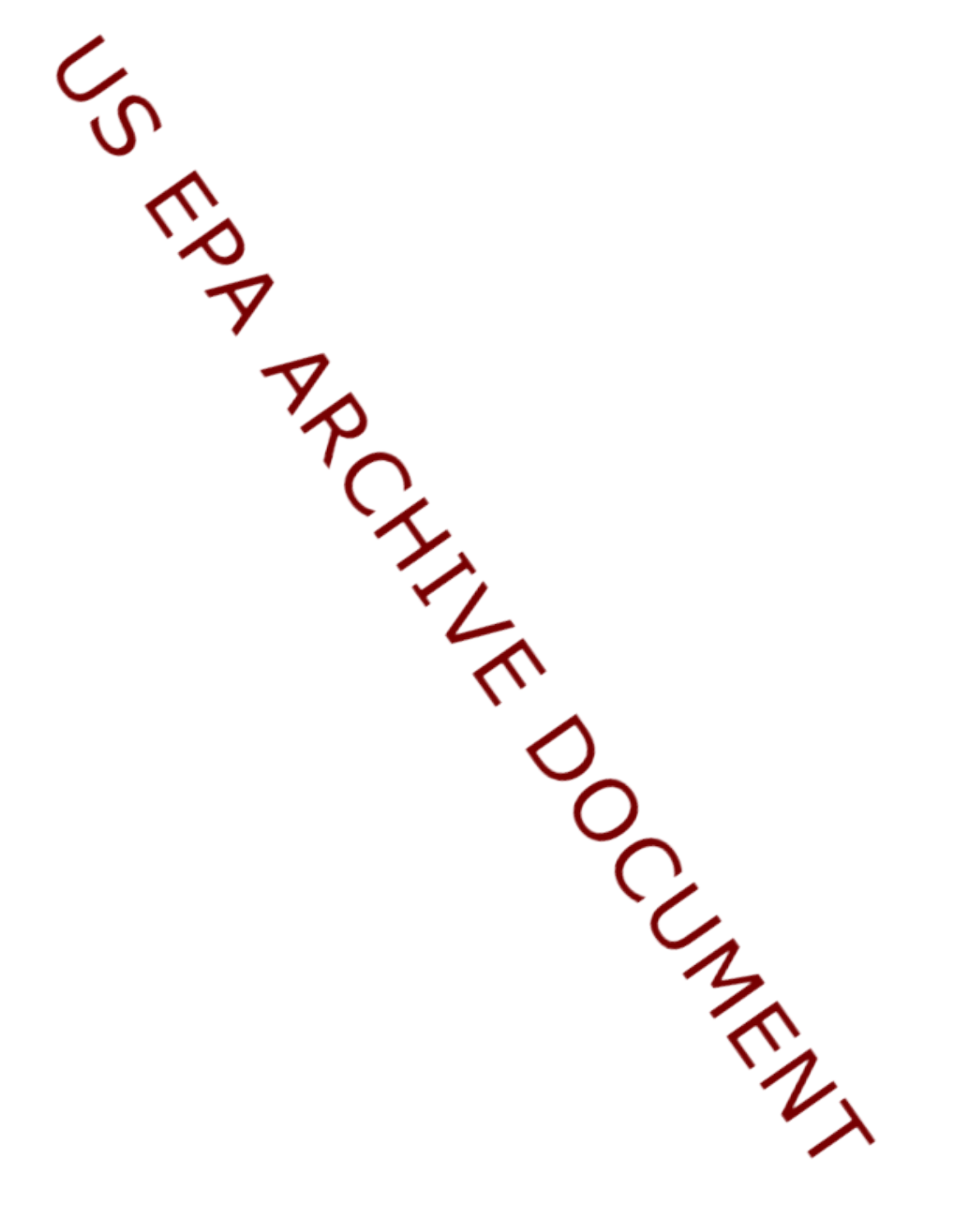US EPA ARCHIVE DOCUMENT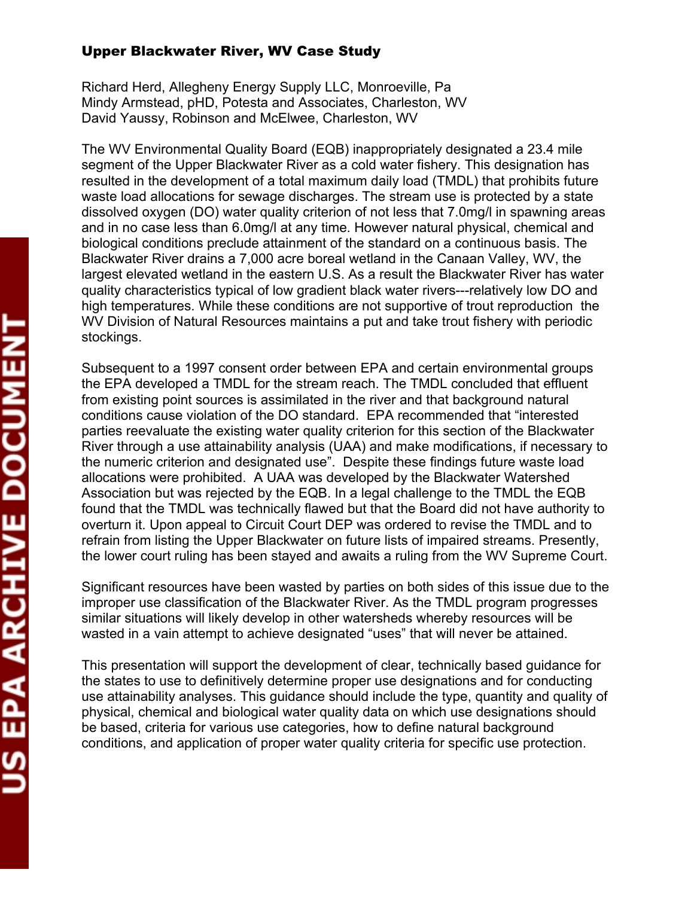**Upper Blackwater River, WV Case Study**

Richard Herd, Allegheny Energy Supply LLC, Monroeville, Pa
Mindy Armstead, pHD, Potesta and Associates, Charleston, WV
David Yaussy, Robinson and McElwee, Charleston, WV

The WV Environmental Quality Board (EQB) inappropriately designated a 23.4 mile segment of the Upper Blackwater River as a cold water fishery. This designation has resulted in the development of a total maximum daily load (TMDL) that prohibits future waste load allocations for sewage discharges. The stream use is protected by a state dissolved oxygen (DO) water quality criterion of not less that 7.0mg/l in spawning areas and in no case less than 6.0mg/l at any time. However natural physical, chemical and biological conditions preclude attainment of the standard on a continuous basis. The Blackwater River drains a 7,000 acre boreal wetland in the Canaan Valley, WV, the largest elevated wetland in the eastern U.S. As a result the Blackwater River has water quality characteristics typical of low gradient black water rivers---relatively low DO and high temperatures. While these conditions are not supportive of trout reproduction the WV Division of Natural Resources maintains a put and take trout fishery with periodic stockings.

Subsequent to a 1997 consent order between EPA and certain environmental groups the EPA developed a TMDL for the stream reach. The TMDL concluded that effluent from existing point sources is assimilated in the river and that background natural conditions cause violation of the DO standard. EPA recommended that "interested parties reevaluate the existing water quality criterion for this section of the Blackwater River through a use attainability analysis (UAA) and make modifications, if necessary to the numeric criterion and designated use". Despite these findings future waste load allocations were prohibited. A UAA was developed by the Blackwater Watershed Association but was rejected by the EQB. In a legal challenge to the TMDL the EQB found that the TMDL was technically flawed but that the Board did not have authority to overturn it. Upon appeal to Circuit Court DEP was ordered to revise the TMDL and to refrain from listing the Upper Blackwater on future lists of impaired streams. Presently, the lower court ruling has been stayed and awaits a ruling from the WV Supreme Court.

Significant resources have been wasted by parties on both sides of this issue due to the improper use classification of the Blackwater River. As the TMDL program progresses similar situations will likely develop in other watersheds whereby resources will be wasted in a vain attempt to achieve designated "uses" that will never be attained.

This presentation will support the development of clear, technically based guidance for the states to use to definitively determine proper use designations and for conducting use attainability analyses. This guidance should include the type, quantity and quality of physical, chemical and biological water quality data on which use designations should be based, criteria for various use categories, how to define natural background conditions, and application of proper water quality criteria for specific use protection.